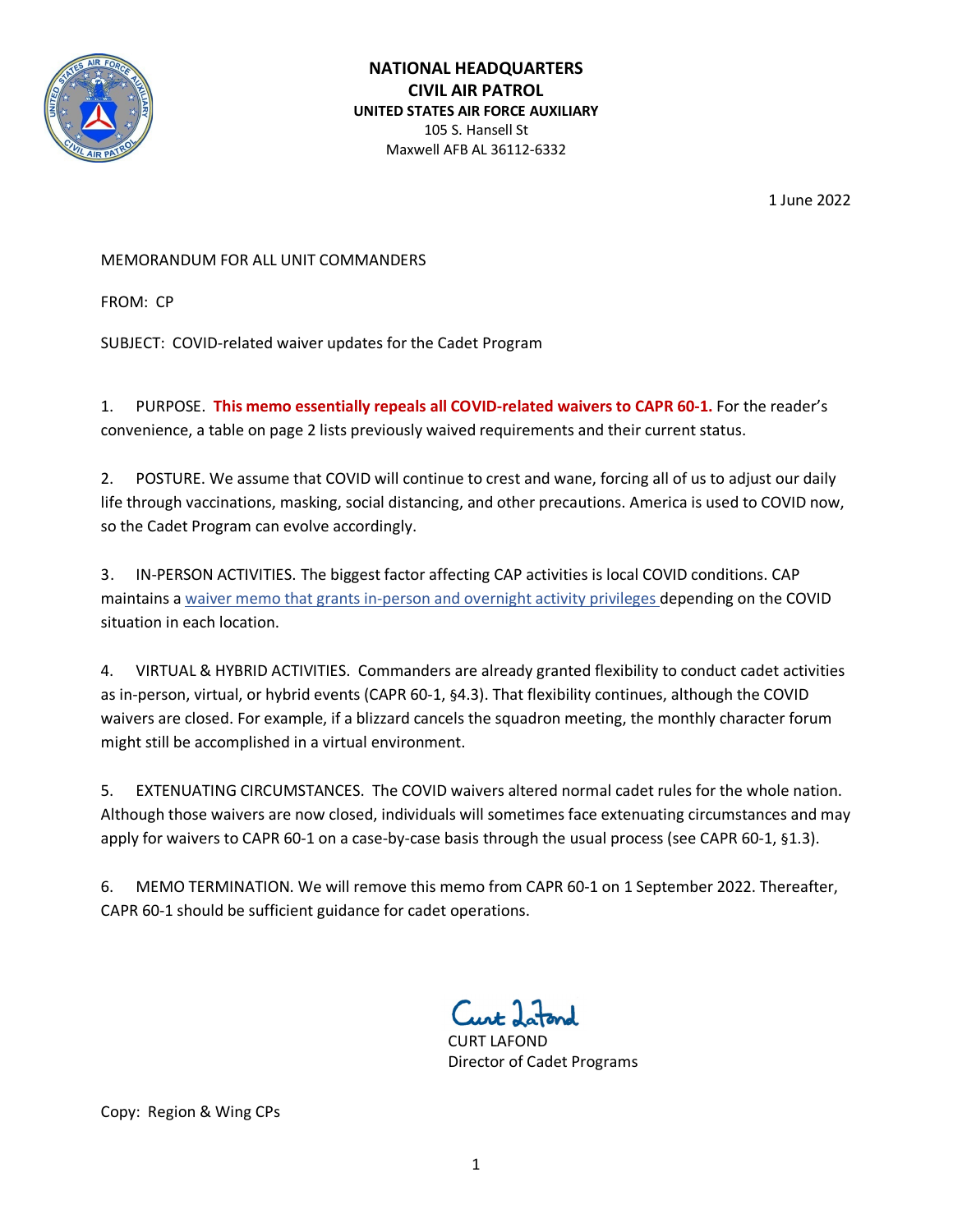**NATIONAL HEADQUARTERS**
**CIVIL AIR PATROL**
**UNITED STATES AIR FORCE AUXILIARY**
105 S. Hansell St
Maxwell AFB AL 36112-6332

1 June 2022

MEMORANDUM FOR ALL UNIT COMMANDERS

FROM: CP

SUBJECT: COVID-related waiver updates for the Cadet Program

1. PURPOSE. **This memo essentially repeals all COVID-related waivers to CAPR 60-1.** For the reader's convenience, a table on page 2 lists previously waived requirements and their current status.

2. POSTURE. We assume that COVID will continue to crest and wane, forcing all of us to adjust our daily life through vaccinations, masking, social distancing, and other precautions. America is used to COVID now, so the Cadet Program can evolve accordingly.

3. IN-PERSON ACTIVITIES. The biggest factor affecting CAP activities is local COVID conditions. CAP maintains a waiver memo that grants in-person and overnight activity privileges depending on the COVID situation in each location.

4. VIRTUAL & HYBRID ACTIVITIES. Commanders are already granted flexibility to conduct cadet activities as in-person, virtual, or hybrid events (CAPR 60-1, §4.3). That flexibility continues, although the COVID waivers are closed. For example, if a blizzard cancels the squadron meeting, the monthly character forum might still be accomplished in a virtual environment.

5. EXTENUATING CIRCUMSTANCES. The COVID waivers altered normal cadet rules for the whole nation. Although those waivers are now closed, individuals will sometimes face extenuating circumstances and may apply for waivers to CAPR 60-1 on a case-by-case basis through the usual process (see CAPR 60-1, §1.3).

6. MEMO TERMINATION. We will remove this memo from CAPR 60-1 on 1 September 2022. Thereafter, CAPR 60-1 should be sufficient guidance for cadet operations.

CURT LAFOND
Director of Cadet Programs

Copy: Region & Wing CPs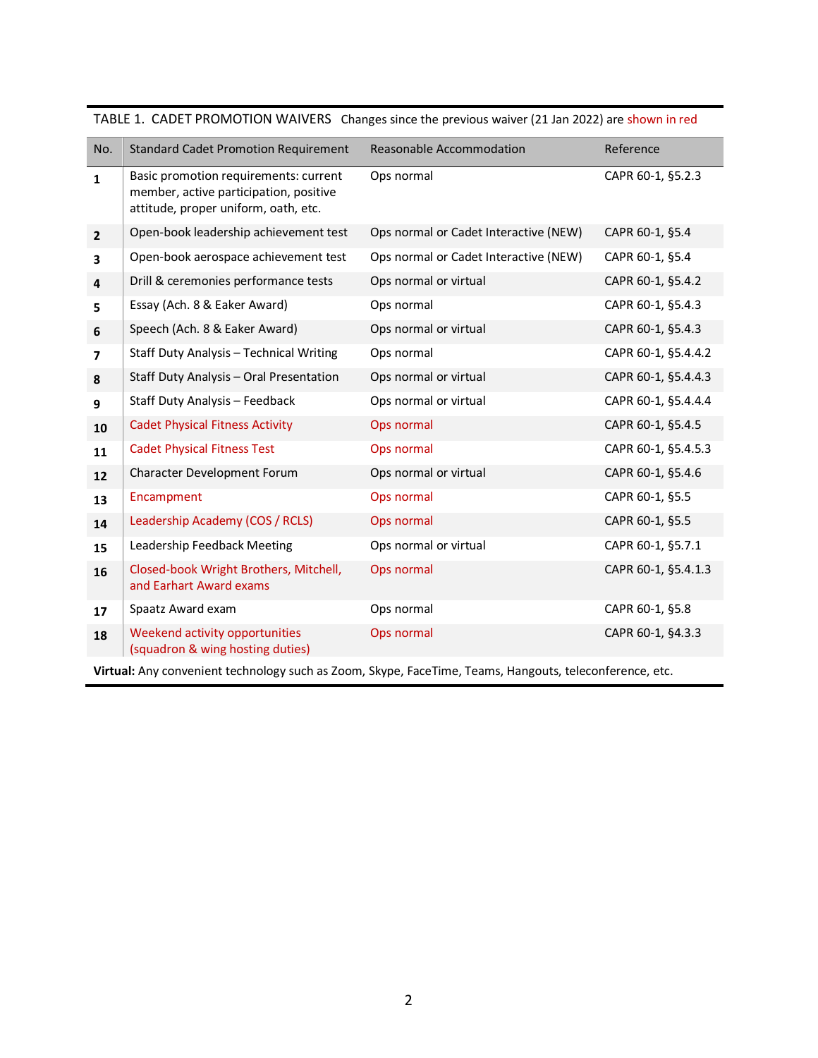TABLE 1. CADET PROMOTION WAIVERS Changes since the previous waiver (21 Jan 2022) are shown in red

| No. | Standard Cadet Promotion Requirement | Reasonable Accommodation | Reference |
|---|---|---|---|
| **1** | Basic promotion requirements: current member, active participation, positive attitude, proper uniform, oath, etc. | Ops normal | CAPR 60-1, §5.2.3 |
| **2** | Open-book leadership achievement test | Ops normal or Cadet Interactive (NEW) | CAPR 60-1, §5.4 |
| **3** | Open-book aerospace achievement test | Ops normal or Cadet Interactive (NEW) | CAPR 60-1, §5.4 |
| **4** | Drill & ceremonies performance tests | Ops normal or virtual | CAPR 60-1, §5.4.2 |
| **5** | Essay (Ach. 8 & Eaker Award) | Ops normal | CAPR 60-1, §5.4.3 |
| **6** | Speech (Ach. 8 & Eaker Award) | Ops normal or virtual | CAPR 60-1, §5.4.3 |
| **7** | Staff Duty Analysis – Technical Writing | Ops normal | CAPR 60-1, §5.4.4.2 |
| **8** | Staff Duty Analysis – Oral Presentation | Ops normal or virtual | CAPR 60-1, §5.4.4.3 |
| **9** | Staff Duty Analysis – Feedback | Ops normal or virtual | CAPR 60-1, §5.4.4.4 |
| **10** | Cadet Physical Fitness Activity | Ops normal | CAPR 60-1, §5.4.5 |
| **11** | Cadet Physical Fitness Test | Ops normal | CAPR 60-1, §5.4.5.3 |
| **12** | Character Development Forum | Ops normal or virtual | CAPR 60-1, §5.4.6 |
| **13** | Encampment | Ops normal | CAPR 60-1, §5.5 |
| **14** | Leadership Academy (COS / RCLS) | Ops normal | CAPR 60-1, §5.5 |
| **15** | Leadership Feedback Meeting | Ops normal or virtual | CAPR 60-1, §5.7.1 |
| **16** | Closed-book Wright Brothers, Mitchell, and Earhart Award exams | Ops normal | CAPR 60-1, §5.4.1.3 |
| **17** | Spaatz Award exam | Ops normal | CAPR 60-1, §5.8 |
| **18** | Weekend activity opportunities (squadron & wing hosting duties) | Ops normal | CAPR 60-1, §4.3.3 |

**Virtual:** Any convenient technology such as Zoom, Skype, FaceTime, Teams, Hangouts, teleconference, etc.